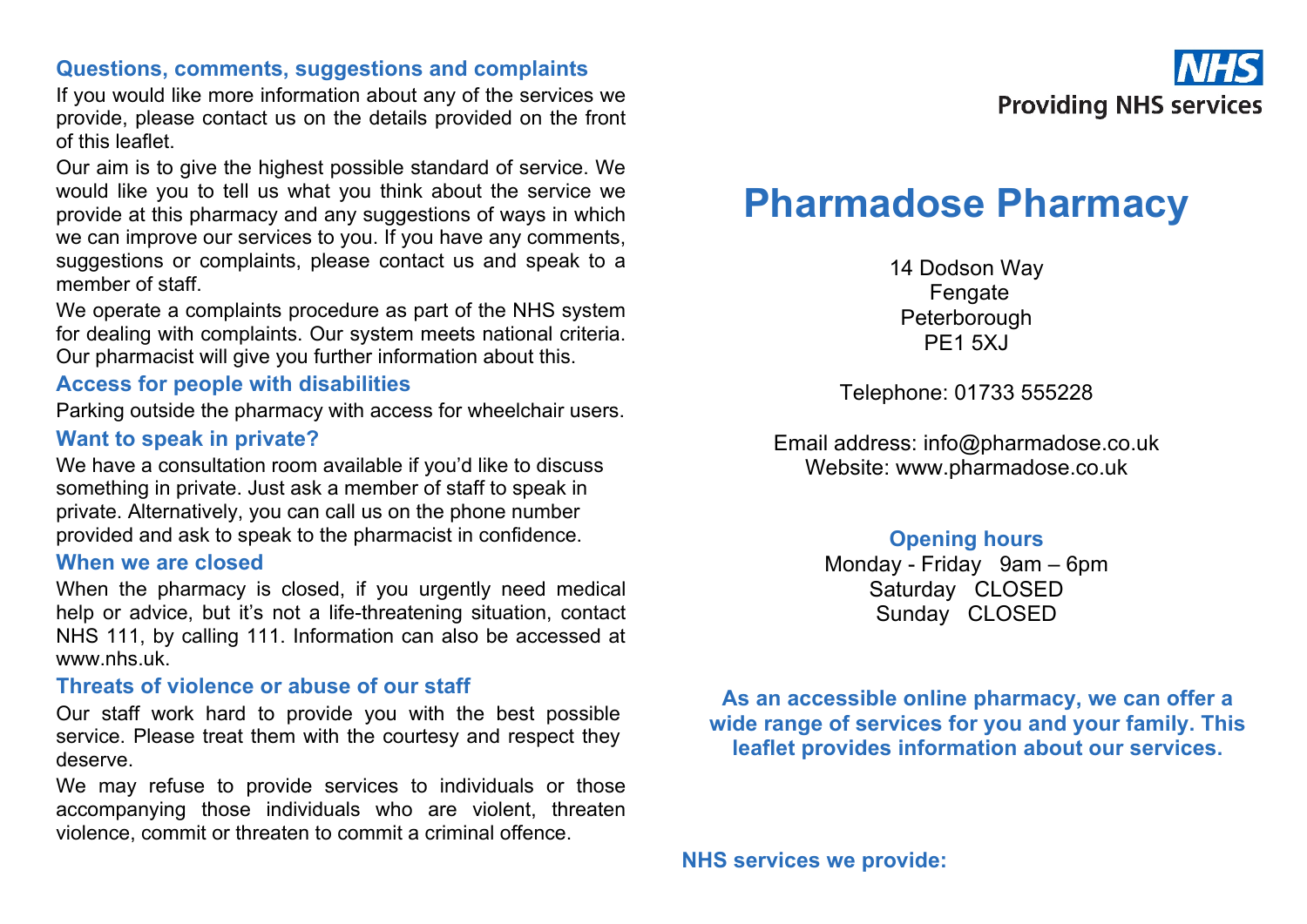## Questions, comments, suggestions and complaints

If you would like more information about any of the services we provide, please contact us on the details provided on the front of this leaflet.

Our aim is to give the highest possible standard of service. We would like you to tell us what you think about the service we provide at this pharmacy and any suggestions of ways in which we can improve our services to you. If you have any comments, suggestions or complaints, please contact us and speak to a member of staff.

We operate a complaints procedure as part of the NHS system for dealing with complaints. Our system meets national criteria. Our pharmacist will give you further information about this.

## Access for people with disabilities

Parking outside the pharmacy with access for wheelchair users.

## Want to speak in private?

We have a consultation room available if you'd like to discuss something in private. Just ask a member of staff to speak in private. Alternatively, you can call us on the phone number provided and ask to speak to the pharmacist in confidence.

## When we are closed

When the pharmacy is closed, if you urgently need medical help or advice, but it's not a life-threatening situation, contact NHS 111, by calling 111. Information can also be accessed at www.nhs.uk.

## Threats of violence or abuse of our staff

Our staff work hard to provide you with the best possible service. Please treat them with the courtesy and respect they deserve.

We may refuse to provide services to individuals or those accompanying those individuals who are violent, threaten violence, commit or threaten to commit a criminal offence.

**NHS**
**Providing NHS services**

# Pharmadose Pharmacy

14 Dodson Way
Fengate
Peterborough
PE1 5XJ

Telephone: 01733 555228

Email address: info@pharmadose.co.uk
Website: www.pharmadose.co.uk

## Opening hours

Monday - Friday 9am – 6pm
Saturday CLOSED
Sunday CLOSED

**As an accessible online pharmacy, we can offer a wide range of services for you and your family. This leaflet provides information about our services.**

**NHS services we provide:**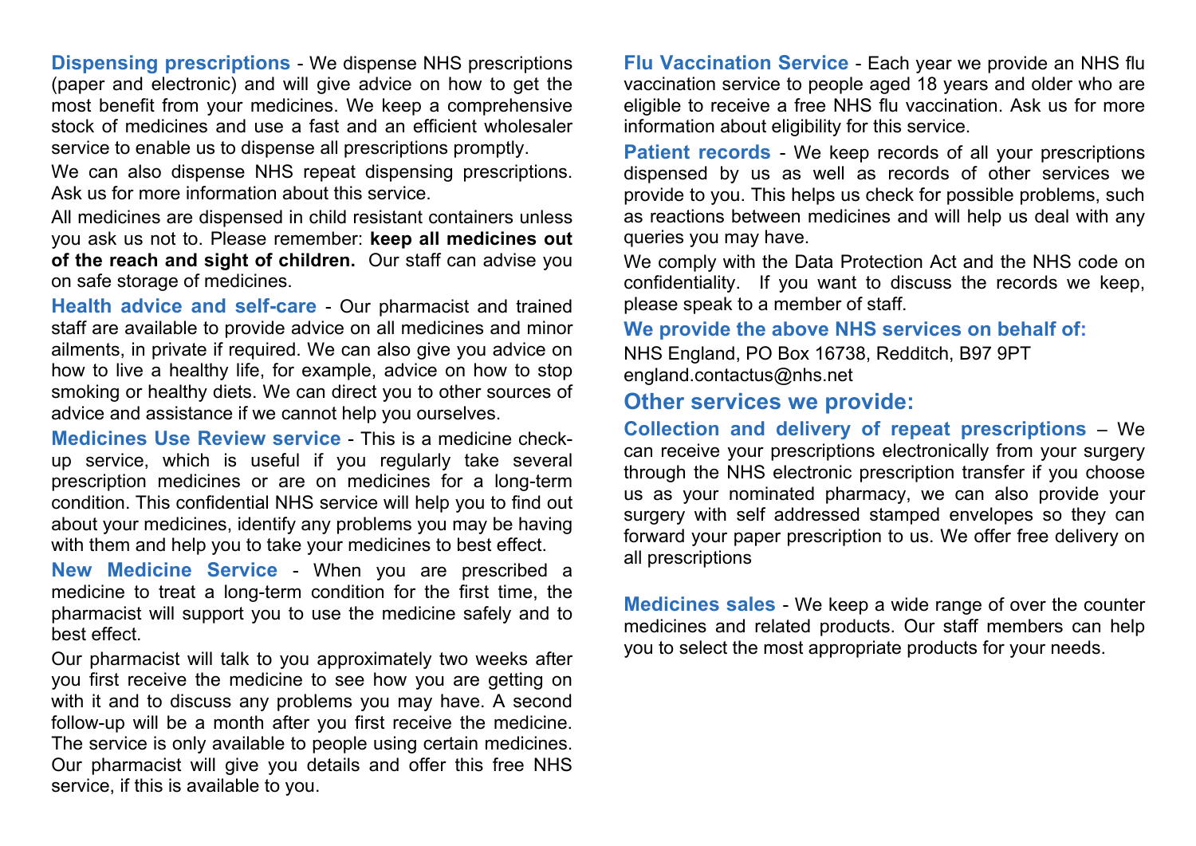**Dispensing prescriptions** - We dispense NHS prescriptions (paper and electronic) and will give advice on how to get the most benefit from your medicines. We keep a comprehensive stock of medicines and use a fast and an efficient wholesaler service to enable us to dispense all prescriptions promptly.

We can also dispense NHS repeat dispensing prescriptions. Ask us for more information about this service.

All medicines are dispensed in child resistant containers unless you ask us not to. Please remember: **keep all medicines out of the reach and sight of children.** Our staff can advise you on safe storage of medicines.

**Health advice and self-care** - Our pharmacist and trained staff are available to provide advice on all medicines and minor ailments, in private if required. We can also give you advice on how to live a healthy life, for example, advice on how to stop smoking or healthy diets. We can direct you to other sources of advice and assistance if we cannot help you ourselves.

**Medicines Use Review service** - This is a medicine check-up service, which is useful if you regularly take several prescription medicines or are on medicines for a long-term condition. This confidential NHS service will help you to find out about your medicines, identify any problems you may be having with them and help you to take your medicines to best effect.

**New Medicine Service** - When you are prescribed a medicine to treat a long-term condition for the first time, the pharmacist will support you to use the medicine safely and to best effect.

Our pharmacist will talk to you approximately two weeks after you first receive the medicine to see how you are getting on with it and to discuss any problems you may have. A second follow-up will be a month after you first receive the medicine. The service is only available to people using certain medicines. Our pharmacist will give you details and offer this free NHS service, if this is available to you.

**Flu Vaccination Service** - Each year we provide an NHS flu vaccination service to people aged 18 years and older who are eligible to receive a free NHS flu vaccination. Ask us for more information about eligibility for this service.

**Patient records** - We keep records of all your prescriptions dispensed by us as well as records of other services we provide to you. This helps us check for possible problems, such as reactions between medicines and will help us deal with any queries you may have.

We comply with the Data Protection Act and the NHS code on confidentiality. If you want to discuss the records we keep, please speak to a member of staff.

**We provide the above NHS services on behalf of:**

NHS England, PO Box 16738, Redditch, B97 9PT
england.contactus@nhs.net

## Other services we provide:

**Collection and delivery of repeat prescriptions** – We can receive your prescriptions electronically from your surgery through the NHS electronic prescription transfer if you choose us as your nominated pharmacy, we can also provide your surgery with self addressed stamped envelopes so they can forward your paper prescription to us. We offer free delivery on all prescriptions

**Medicines sales** - We keep a wide range of over the counter medicines and related products. Our staff members can help you to select the most appropriate products for your needs.